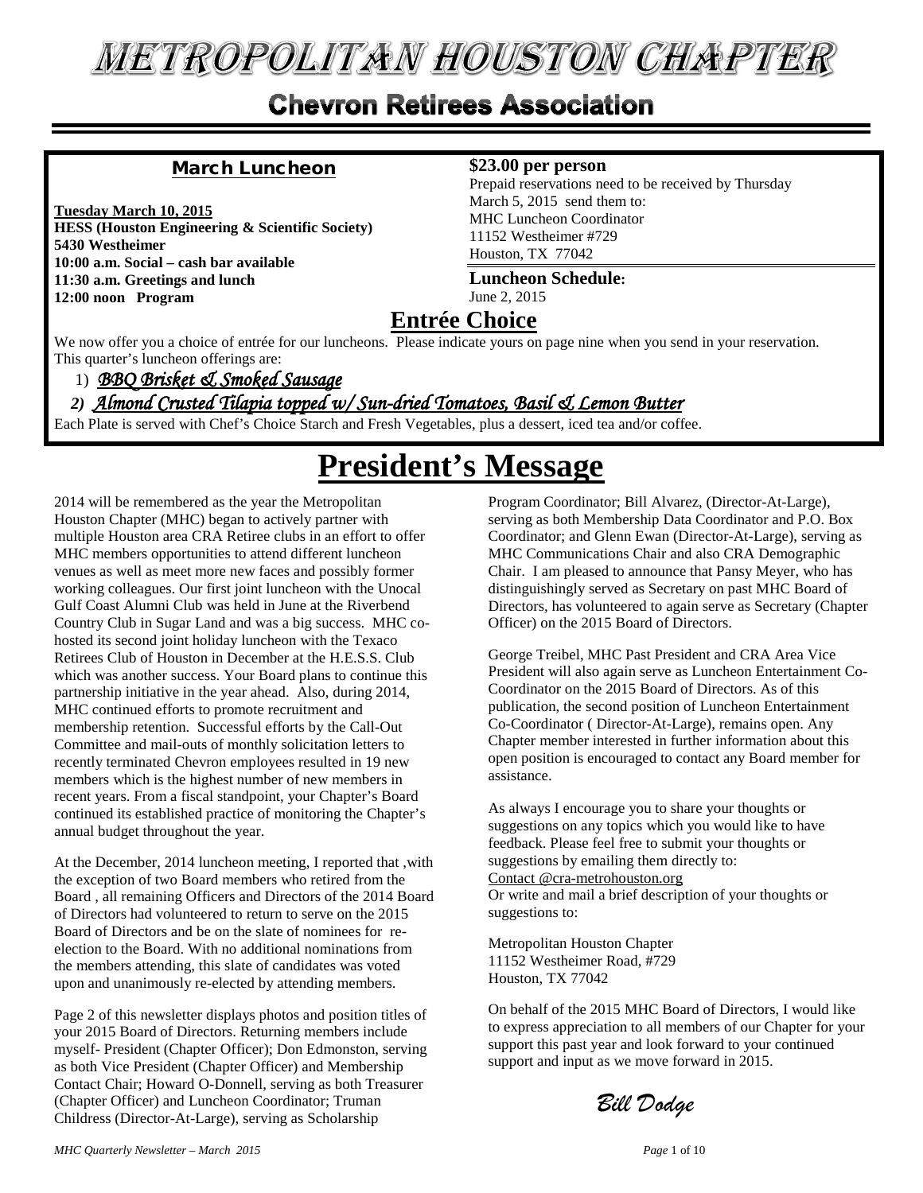# METROPOLITAN HOUSTON CHAPTER

## Chevron Retirees Association

### March Luncheon

**Tuesday March 10, 2015**
**HESS (Houston Engineering & Scientific Society)**
**5430 Westheimer**
**10:00 a.m. Social – cash bar available**
**11:30 a.m. Greetings and lunch**
**12:00 noon Program**

**$23.00 per person**
Prepaid reservations need to be received by Thursday March 5, 2015 send them to:
MHC Luncheon Coordinator
11152 Westheimer #729
Houston, TX 77042

**Luncheon Schedule:**
June 2, 2015

## Entrée Choice

We now offer you a choice of entrée for our luncheons. Please indicate yours on page nine when you send in your reservation. This quarter's luncheon offerings are:

1) *BBQ Brisket & Smoked Sausage*
2) *Almond Crusted Tilapia topped w/ Sun-dried Tomatoes, Basil & Lemon Butter*

Each Plate is served with Chef's Choice Starch and Fresh Vegetables, plus a dessert, iced tea and/or coffee.

# President's Message

2014 will be remembered as the year the Metropolitan Houston Chapter (MHC) began to actively partner with multiple Houston area CRA Retiree clubs in an effort to offer MHC members opportunities to attend different luncheon venues as well as meet more new faces and possibly former working colleagues. Our first joint luncheon with the Unocal Gulf Coast Alumni Club was held in June at the Riverbend Country Club in Sugar Land and was a big success. MHC co-hosted its second joint holiday luncheon with the Texaco Retirees Club of Houston in December at the H.E.S.S. Club which was another success. Your Board plans to continue this partnership initiative in the year ahead. Also, during 2014, MHC continued efforts to promote recruitment and membership retention. Successful efforts by the Call-Out Committee and mail-outs of monthly solicitation letters to recently terminated Chevron employees resulted in 19 new members which is the highest number of new members in recent years. From a fiscal standpoint, your Chapter's Board continued its established practice of monitoring the Chapter's annual budget throughout the year.

At the December, 2014 luncheon meeting, I reported that ,with the exception of two Board members who retired from the Board , all remaining Officers and Directors of the 2014 Board of Directors had volunteered to return to serve on the 2015 Board of Directors and be on the slate of nominees for re-election to the Board. With no additional nominations from the members attending, this slate of candidates was voted upon and unanimously re-elected by attending members.

Page 2 of this newsletter displays photos and position titles of your 2015 Board of Directors. Returning members include myself- President (Chapter Officer); Don Edmonston, serving as both Vice President (Chapter Officer) and Membership Contact Chair; Howard O-Donnell, serving as both Treasurer (Chapter Officer) and Luncheon Coordinator; Truman Childress (Director-At-Large), serving as Scholarship Program Coordinator; Bill Alvarez, (Director-At-Large), serving as both Membership Data Coordinator and P.O. Box Coordinator; and Glenn Ewan (Director-At-Large), serving as MHC Communications Chair and also CRA Demographic Chair. I am pleased to announce that Pansy Meyer, who has distinguishingly served as Secretary on past MHC Board of Directors, has volunteered to again serve as Secretary (Chapter Officer) on the 2015 Board of Directors.

George Treibel, MHC Past President and CRA Area Vice President will also again serve as Luncheon Entertainment Co-Coordinator on the 2015 Board of Directors. As of this publication, the second position of Luncheon Entertainment Co-Coordinator ( Director-At-Large), remains open. Any Chapter member interested in further information about this open position is encouraged to contact any Board member for assistance.

As always I encourage you to share your thoughts or suggestions on any topics which you would like to have feedback. Please feel free to submit your thoughts or suggestions by emailing them directly to:
Contact @cra-metrohouston.org
Or write and mail a brief description of your thoughts or suggestions to:

Metropolitan Houston Chapter
11152 Westheimer Road, #729
Houston, TX 77042

On behalf of the 2015 MHC Board of Directors, I would like to express appreciation to all members of our Chapter for your support this past year and look forward to your continued support and input as we move forward in 2015.

*Bill Dodge*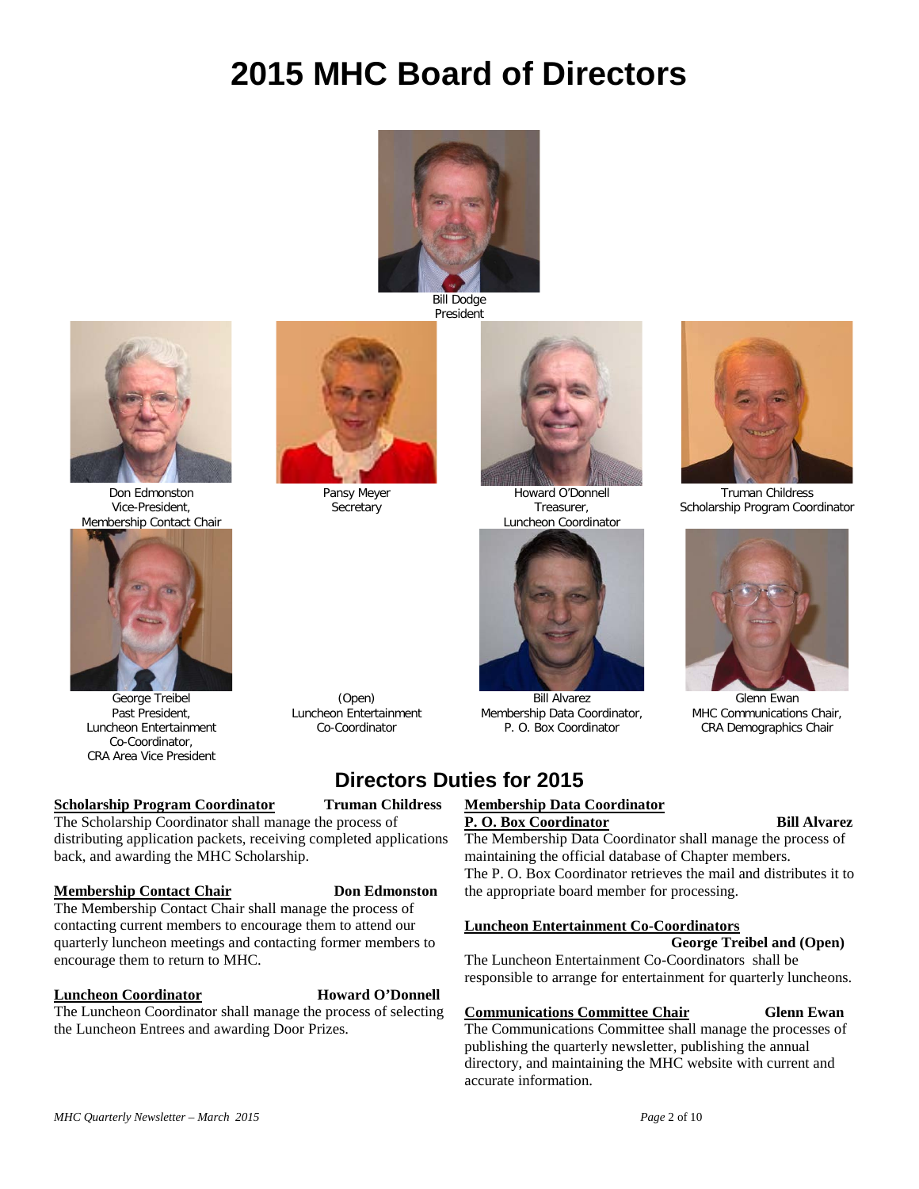# 2015 MHC Board of Directors

Bill Dodge
President

Don Edmonston
Vice-President,
Membership Contact Chair

Pansy Meyer
Secretary

Howard O'Donnell
Treasurer,
Luncheon Coordinator

Truman Childress
Scholarship Program Coordinator

George Treibel
Past President,
Luncheon Entertainment
Co-Coordinator,
CRA Area Vice President

(Open)
Luncheon Entertainment
Co-Coordinator

Bill Alvarez
Membership Data Coordinator,
P. O. Box Coordinator

Glenn Ewan
MHC Communications Chair,
CRA Demographics Chair

## Directors Duties for 2015

**Scholarship Program Coordinator** — **Truman Childress**

The Scholarship Coordinator shall manage the process of distributing application packets, receiving completed applications back, and awarding the MHC Scholarship.

**Membership Contact Chair** — **Don Edmonston**

The Membership Contact Chair shall manage the process of contacting current members to encourage them to attend our quarterly luncheon meetings and contacting former members to encourage them to return to MHC.

**Luncheon Coordinator** — **Howard O'Donnell**

The Luncheon Coordinator shall manage the process of selecting the Luncheon Entrees and awarding Door Prizes.

**Membership Data Coordinator**
**P. O. Box Coordinator** — **Bill Alvarez**

The Membership Data Coordinator shall manage the process of maintaining the official database of Chapter members.
The P. O. Box Coordinator retrieves the mail and distributes it to the appropriate board member for processing.

**Luncheon Entertainment Co-Coordinators** — **George Treibel and (Open)**

The Luncheon Entertainment Co-Coordinators shall be responsible to arrange for entertainment for quarterly luncheons.

**Communications Committee Chair** — **Glenn Ewan**

The Communications Committee shall manage the processes of publishing the quarterly newsletter, publishing the annual directory, and maintaining the MHC website with current and accurate information.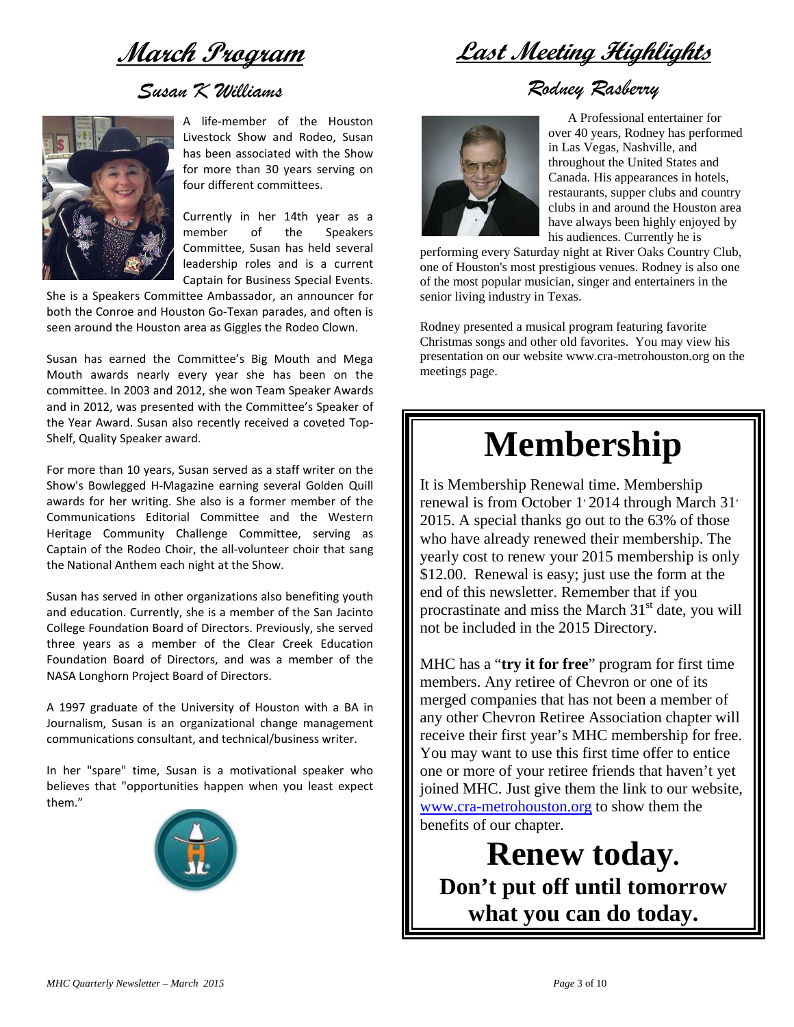# March Program

## Susan K Williams

A life-member of the Houston Livestock Show and Rodeo, Susan has been associated with the Show for more than 30 years serving on four different committees.

Currently in her 14th year as a member of the Speakers Committee, Susan has held several leadership roles and is a current Captain for Business Special Events. She is a Speakers Committee Ambassador, an announcer for both the Conroe and Houston Go-Texan parades, and often is seen around the Houston area as Giggles the Rodeo Clown.

Susan has earned the Committee's Big Mouth and Mega Mouth awards nearly every year she has been on the committee. In 2003 and 2012, she won Team Speaker Awards and in 2012, was presented with the Committee's Speaker of the Year Award. Susan also recently received a coveted Top-Shelf, Quality Speaker award.

For more than 10 years, Susan served as a staff writer on the Show's Bowlegged H-Magazine earning several Golden Quill awards for her writing. She also is a former member of the Communications Editorial Committee and the Western Heritage Community Challenge Committee, serving as Captain of the Rodeo Choir, the all-volunteer choir that sang the National Anthem each night at the Show.

Susan has served in other organizations also benefiting youth and education. Currently, she is a member of the San Jacinto College Foundation Board of Directors. Previously, she served three years as a member of the Clear Creek Education Foundation Board of Directors, and was a member of the NASA Longhorn Project Board of Directors.

A 1997 graduate of the University of Houston with a BA in Journalism, Susan is an organizational change management communications consultant, and technical/business writer.

In her "spare" time, Susan is a motivational speaker who believes that "opportunities happen when you least expect them."

# Last Meeting Highlights

## Rodney Rasberry

A Professional entertainer for over 40 years, Rodney has performed in Las Vegas, Nashville, and throughout the United States and Canada. His appearances in hotels, restaurants, supper clubs and country clubs in and around the Houston area have always been highly enjoyed by his audiences. Currently he is performing every Saturday night at River Oaks Country Club, one of Houston's most prestigious venues. Rodney is also one of the most popular musician, singer and entertainers in the senior living industry in Texas.

Rodney presented a musical program featuring favorite Christmas songs and other old favorites. You may view his presentation on our website www.cra-metrohouston.org on the meetings page.

# Membership

It is Membership Renewal time. Membership renewal is from October 1, 2014 through March 31, 2015. A special thanks go out to the 63% of those who have already renewed their membership. The yearly cost to renew your 2015 membership is only $12.00. Renewal is easy; just use the form at the end of this newsletter. Remember that if you procrastinate and miss the March 31st date, you will not be included in the 2015 Directory.

MHC has a "**try it for free**" program for first time members. Any retiree of Chevron or one of its merged companies that has not been a member of any other Chevron Retiree Association chapter will receive their first year's MHC membership for free. You may want to use this first time offer to entice one or more of your retiree friends that haven't yet joined MHC. Just give them the link to our website, www.cra-metrohouston.org to show them the benefits of our chapter.

**Renew today.**

**Don't put off until tomorrow what you can do today.**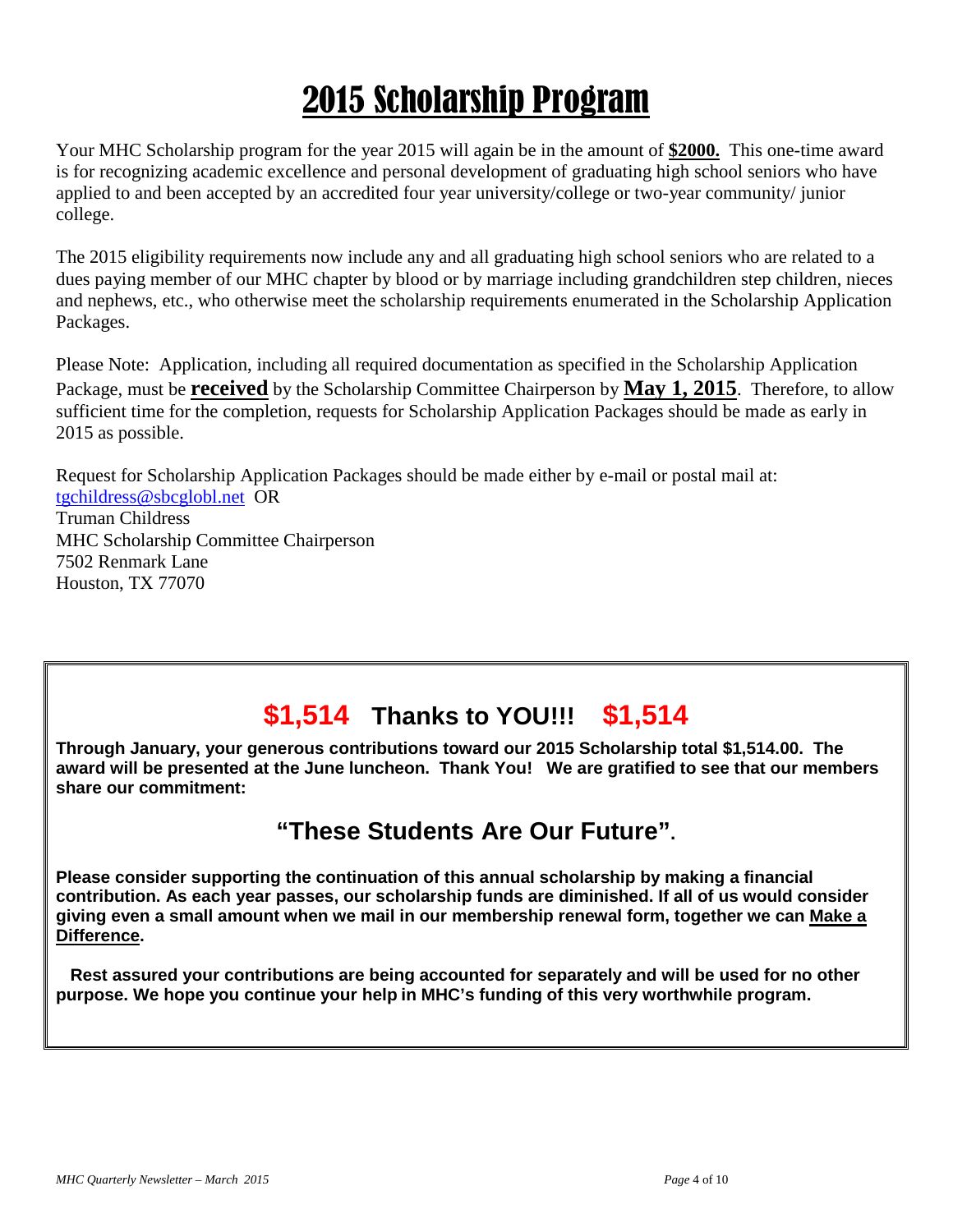# 2015 Scholarship Program

Your MHC Scholarship program for the year 2015 will again be in the amount of **$2000.** This one-time award is for recognizing academic excellence and personal development of graduating high school seniors who have applied to and been accepted by an accredited four year university/college or two-year community/ junior college.

The 2015 eligibility requirements now include any and all graduating high school seniors who are related to a dues paying member of our MHC chapter by blood or by marriage including grandchildren step children, nieces and nephews, etc., who otherwise meet the scholarship requirements enumerated in the Scholarship Application Packages.

Please Note: Application, including all required documentation as specified in the Scholarship Application Package, must be **received** by the Scholarship Committee Chairperson by **May 1, 2015**. Therefore, to allow sufficient time for the completion, requests for Scholarship Application Packages should be made as early in 2015 as possible.

Request for Scholarship Application Packages should be made either by e-mail or postal mail at:
tgchildress@sbcglobl.net OR
Truman Childress
MHC Scholarship Committee Chairperson
7502 Renmark Lane
Houston, TX 77070

## $1,514 Thanks to YOU!!! $1,514

**Through January, your generous contributions toward our 2015 Scholarship total $1,514.00. The award will be presented at the June luncheon. Thank You! We are gratified to see that our members share our commitment:**

## "These Students Are Our Future".

**Please consider supporting the continuation of this annual scholarship by making a financial contribution. As each year passes, our scholarship funds are diminished. If all of us would consider giving even a small amount when we mail in our membership renewal form, together we can Make a Difference.**

**Rest assured your contributions are being accounted for separately and will be used for no other purpose. We hope you continue your help in MHC's funding of this very worthwhile program.**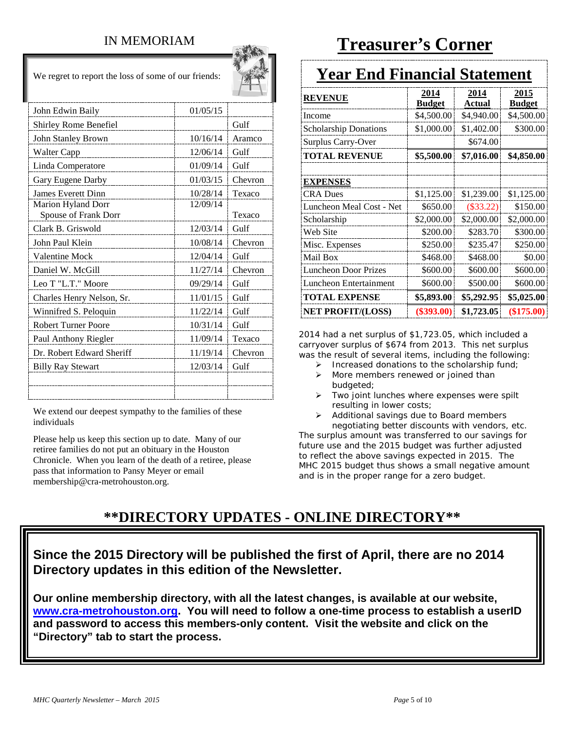## IN MEMORIAM

We regret to report the loss of some of our friends:

| Name | Date | Company |
|---|---|---|
| John Edwin Baily | 01/05/15 | |
| Shirley Rome Benefiel | | Gulf |
| John Stanley Brown | 10/16/14 | Aramco |
| Walter Capp | 12/06/14 | Gulf |
| Linda Comperatore | 01/09/14 | Gulf |
| Gary Eugene Darby | 01/03/15 | Chevron |
| James Everett Dinn | 10/28/14 | Texaco |
| Marion Hyland Dorr Spouse of Frank Dorr | 12/09/14 | Texaco |
| Clark B. Griswold | 12/03/14 | Gulf |
| John Paul Klein | 10/08/14 | Chevron |
| Valentine Mock | 12/04/14 | Gulf |
| Daniel W. McGill | 11/27/14 | Chevron |
| Leo T "L.T." Moore | 09/29/14 | Gulf |
| Charles Henry Nelson, Sr. | 11/01/15 | Gulf |
| Winnifred S. Peloquin | 11/22/14 | Gulf |
| Robert Turner Poore | 10/31/14 | Gulf |
| Paul Anthony Riegler | 11/09/14 | Texaco |
| Dr. Robert Edward Sheriff | 11/19/14 | Chevron |
| Billy Ray Stewart | 12/03/14 | Gulf |
| | | |
| | | |

We extend our deepest sympathy to the families of these individuals

Please help us keep this section up to date. Many of our retiree families do not put an obituary in the Houston Chronicle. When you learn of the death of a retiree, please pass that information to Pansy Meyer or email membership@cra-metrohouston.org.

# Treasurer's Corner

## Year End Financial Statement

| **REVENUE** | **2014 Budget** | **2014 Actual** | **2015 Budget** |
|---|---|---|---|
| Income | $4,500.00 | $4,940.00 | $4,500.00 |
| Scholarship Donations | $1,000.00 | $1,402.00 | $300.00 |
| Surplus Carry-Over | | $674.00 | |
| **TOTAL REVENUE** | **$5,500.00** | **$7,016.00** | **$4,850.00** |
| | | | |
| **EXPENSES** | | | |
| CRA Dues | $1,125.00 | $1,239.00 | $1,125.00 |
| Luncheon Meal Cost - Net | $650.00 | ($33.22) | $150.00 |
| Scholarship | $2,000.00 | $2,000.00 | $2,000.00 |
| Web Site | $200.00 | $283.70 | $300.00 |
| Misc. Expenses | $250.00 | $235.47 | $250.00 |
| Mail Box | $468.00 | $468.00 | $0.00 |
| Luncheon Door Prizes | $600.00 | $600.00 | $600.00 |
| Luncheon Entertainment | $600.00 | $500.00 | $600.00 |
| **TOTAL EXPENSE** | **$5,893.00** | **$5,292.95** | **$5,025.00** |
| **NET PROFIT/(LOSS)** | **($393.00)** | **$1,723.05** | **($175.00)** |

2014 had a net surplus of $1,723.05, which included a carryover surplus of $674 from 2013. This net surplus was the result of several items, including the following:

- Increased donations to the scholarship fund;
- More members renewed or joined than budgeted;
- Two joint lunches where expenses were spilt resulting in lower costs;
- Additional savings due to Board members negotiating better discounts with vendors, etc.

The surplus amount was transferred to our savings for future use and the 2015 budget was further adjusted to reflect the above savings expected in 2015. The MHC 2015 budget thus shows a small negative amount and is in the proper range for a zero budget.

## **DIRECTORY UPDATES - ONLINE DIRECTORY**

**Since the 2015 Directory will be published the first of April, there are no 2014 Directory updates in this edition of the Newsletter.**

**Our online membership directory, with all the latest changes, is available at our website, www.cra-metrohouston.org. You will need to follow a one-time process to establish a userID and password to access this members-only content. Visit the website and click on the "Directory" tab to start the process.**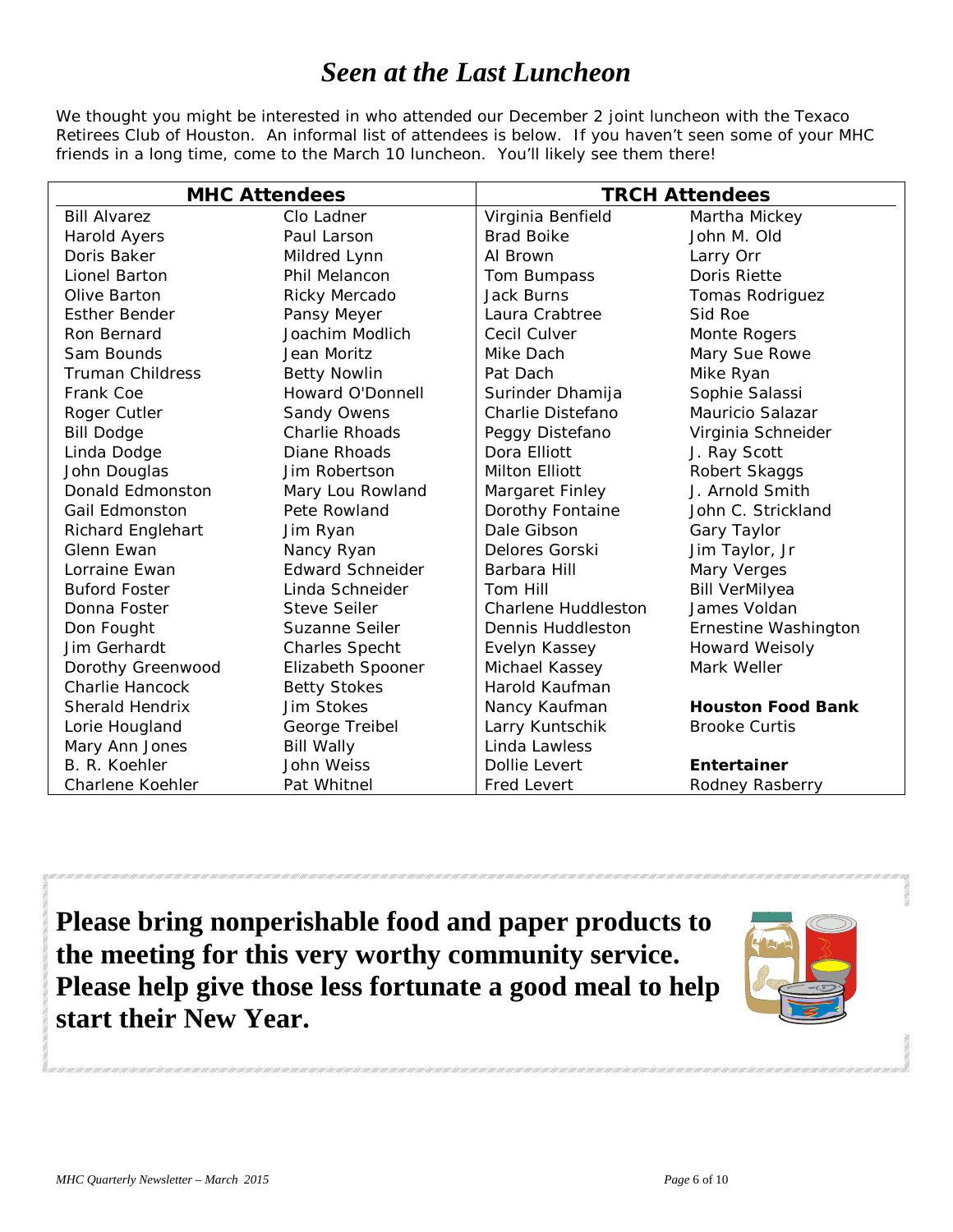# *Seen at the Last Luncheon*

We thought you might be interested in who attended our December 2 joint luncheon with the Texaco Retirees Club of Houston. An informal list of attendees is below. If you haven't seen some of your MHC friends in a long time, come to the March 10 luncheon. You'll likely see them there!

| MHC Attendees | | TRCH Attendees | |
|---|---|---|---|
| Bill Alvarez | Clo Ladner | Virginia Benfield | Martha Mickey |
| Harold Ayers | Paul Larson | Brad Boike | John M. Old |
| Doris Baker | Mildred Lynn | Al Brown | Larry Orr |
| Lionel Barton | Phil Melancon | Tom Bumpass | Doris Riette |
| Olive Barton | Ricky Mercado | Jack Burns | Tomas Rodriguez |
| Esther Bender | Pansy Meyer | Laura Crabtree | Sid Roe |
| Ron Bernard | Joachim Modlich | Cecil Culver | Monte Rogers |
| Sam Bounds | Jean Moritz | Mike Dach | Mary Sue Rowe |
| Truman Childress | Betty Nowlin | Pat Dach | Mike Ryan |
| Frank Coe | Howard O'Donnell | Surinder Dhamija | Sophie Salassi |
| Roger Cutler | Sandy Owens | Charlie Distefano | Mauricio Salazar |
| Bill Dodge | Charlie Rhoads | Peggy Distefano | Virginia Schneider |
| Linda Dodge | Diane Rhoads | Dora Elliott | J. Ray Scott |
| John Douglas | Jim Robertson | Milton Elliott | Robert Skaggs |
| Donald Edmonston | Mary Lou Rowland | Margaret Finley | J. Arnold Smith |
| Gail Edmonston | Pete Rowland | Dorothy Fontaine | John C. Strickland |
| Richard Englehart | Jim Ryan | Dale Gibson | Gary Taylor |
| Glenn Ewan | Nancy Ryan | Delores Gorski | Jim Taylor, Jr |
| Lorraine Ewan | Edward Schneider | Barbara Hill | Mary Verges |
| Buford Foster | Linda Schneider | Tom Hill | Bill VerMilyea |
| Donna Foster | Steve Seiler | Charlene Huddleston | James Voldan |
| Don Fought | Suzanne Seiler | Dennis Huddleston | Ernestine Washington |
| Jim Gerhardt | Charles Specht | Evelyn Kassey | Howard Weisoly |
| Dorothy Greenwood | Elizabeth Spooner | Michael Kassey | Mark Weller |
| Charlie Hancock | Betty Stokes | Harold Kaufman | |
| Sherald Hendrix | Jim Stokes | Nancy Kaufman | **Houston Food Bank** |
| Lorie Hougland | George Treibel | Larry Kuntschik | Brooke Curtis |
| Mary Ann Jones | Bill Wally | Linda Lawless | |
| B. R. Koehler | John Weiss | Dollie Levert | **Entertainer** |
| Charlene Koehler | Pat Whitnel | Fred Levert | Rodney Rasberry |

**Please bring nonperishable food and paper products to the meeting for this very worthy community service. Please help give those less fortunate a good meal to help start their New Year.**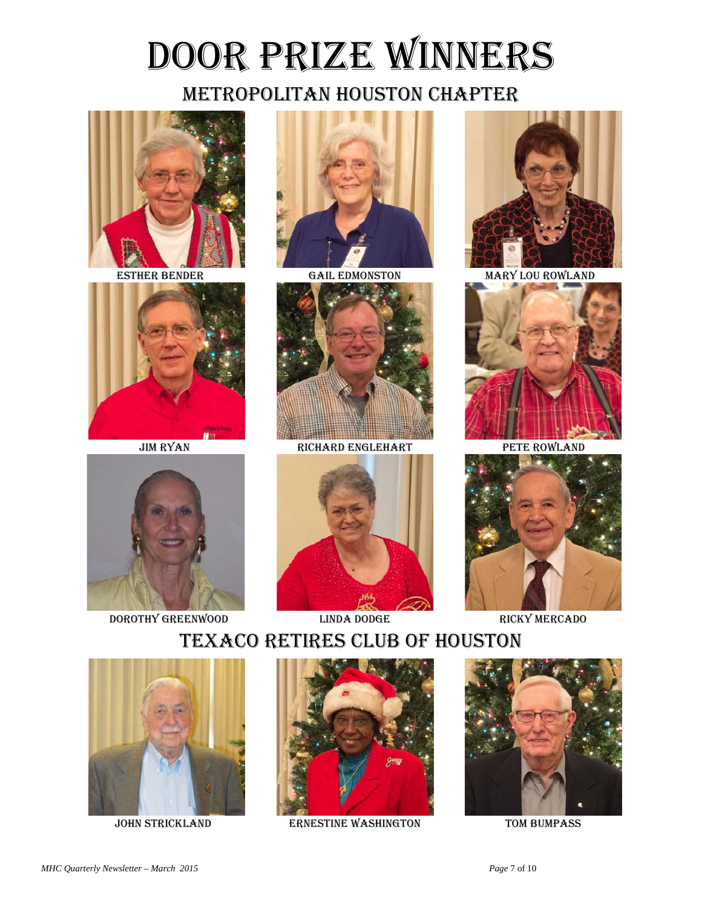# Door Prize Winners

## Metropolitan Houston Chapter

ESTHER BENDER

GAIL EDMONSTON

MARY LOU ROWLAND

JIM RYAN

RICHARD ENGLEHART

PETE ROWLAND

DOROTHY GREENWOOD

LINDA DODGE

RICKY MERCADO

## Texaco Retires Club of Houston

JOHN STRICKLAND

ERNESTINE WASHINGTON

TOM BUMPASS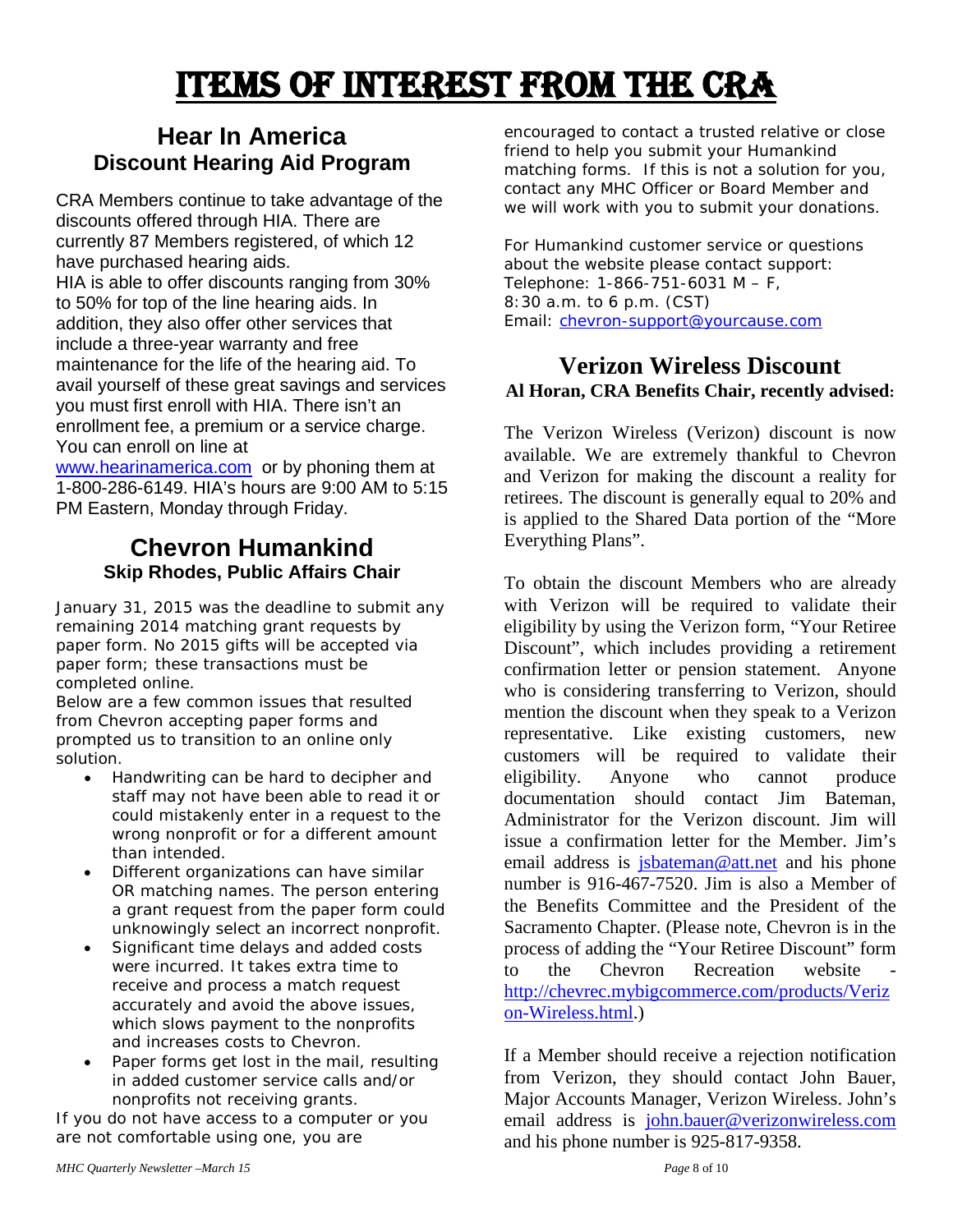# ITEMS OF INTEREST FROM THE CRA

## Hear In America
### Discount Hearing Aid Program

CRA Members continue to take advantage of the discounts offered through HIA. There are currently 87 Members registered, of which 12 have purchased hearing aids.
HIA is able to offer discounts ranging from 30% to 50% for top of the line hearing aids. In addition, they also offer other services that include a three-year warranty and free maintenance for the life of the hearing aid. To avail yourself of these great savings and services you must first enroll with HIA. There isn't an enrollment fee, a premium or a service charge. You can enroll on line at www.hearinamerica.com or by phoning them at 1-800-286-6149. HIA's hours are 9:00 AM to 5:15 PM Eastern, Monday through Friday.

## Chevron Humankind
### Skip Rhodes, Public Affairs Chair

January 31, 2015 was the deadline to submit any remaining 2014 matching grant requests by paper form. No 2015 gifts will be accepted via paper form; these transactions must be completed online.
Below are a few common issues that resulted from Chevron accepting paper forms and prompted us to transition to an online only solution.

- Handwriting can be hard to decipher and staff may not have been able to read it or could mistakenly enter in a request to the wrong nonprofit or for a different amount than intended.
- Different organizations can have similar OR matching names. The person entering a grant request from the paper form could unknowingly select an incorrect nonprofit.
- Significant time delays and added costs were incurred. It takes extra time to receive and process a match request accurately and avoid the above issues, which slows payment to the nonprofits and increases costs to Chevron.
- Paper forms get lost in the mail, resulting in added customer service calls and/or nonprofits not receiving grants.

If you do not have access to a computer or you are not comfortable using one, you are encouraged to contact a trusted relative or close friend to help you submit your Humankind matching forms. If this is not a solution for you, contact any MHC Officer or Board Member and we will work with you to submit your donations.

For Humankind customer service or questions about the website please contact support:
Telephone: 1-866-751-6031 M – F,
8:30 a.m. to 6 p.m. (CST)
Email: chevron-support@yourcause.com

## Verizon Wireless Discount
### Al Horan, CRA Benefits Chair, recently advised:

The Verizon Wireless (Verizon) discount is now available. We are extremely thankful to Chevron and Verizon for making the discount a reality for retirees. The discount is generally equal to 20% and is applied to the Shared Data portion of the "More Everything Plans".

To obtain the discount Members who are already with Verizon will be required to validate their eligibility by using the Verizon form, "Your Retiree Discount", which includes providing a retirement confirmation letter or pension statement. Anyone who is considering transferring to Verizon, should mention the discount when they speak to a Verizon representative. Like existing customers, new customers will be required to validate their eligibility. Anyone who cannot produce documentation should contact Jim Bateman, Administrator for the Verizon discount. Jim will issue a confirmation letter for the Member. Jim's email address is jsbateman@att.net and his phone number is 916-467-7520. Jim is also a Member of the Benefits Committee and the President of the Sacramento Chapter. (Please note, Chevron is in the process of adding the "Your Retiree Discount" form to the Chevron Recreation website - http://chevrec.mybigcommerce.com/products/Verizon-Wireless.html.)

If a Member should receive a rejection notification from Verizon, they should contact John Bauer, Major Accounts Manager, Verizon Wireless. John's email address is john.bauer@verizonwireless.com and his phone number is 925-817-9358.